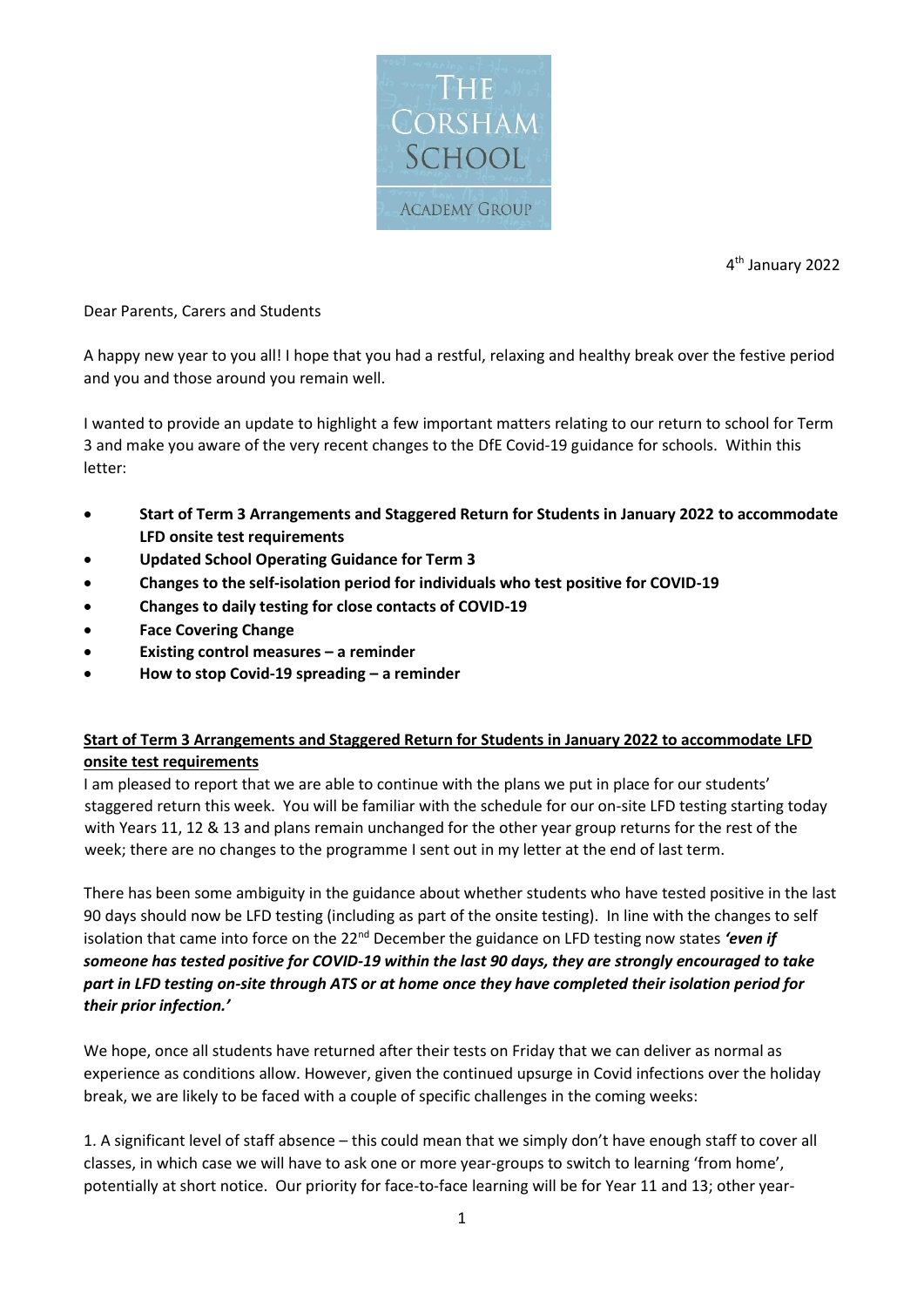THE CORSHAM SCHOOL

ACADEMY GROUP

4th January 2022

Dear Parents, Carers and Students

A happy new year to you all! I hope that you had a restful, relaxing and healthy break over the festive period and you and those around you remain well.

I wanted to provide an update to highlight a few important matters relating to our return to school for Term 3 and make you aware of the very recent changes to the DfE Covid-19 guidance for schools. Within this letter:

- **Start of Term 3 Arrangements and Staggered Return for Students in January 2022 to accommodate LFD onsite test requirements**
- **Updated School Operating Guidance for Term 3**
- **Changes to the self-isolation period for individuals who test positive for COVID-19**
- **Changes to daily testing for close contacts of COVID-19**
- **Face Covering Change**
- **Existing control measures – a reminder**
- **How to stop Covid-19 spreading – a reminder**

**<u>Start of Term 3 Arrangements and Staggered Return for Students in January 2022 to accommodate LFD onsite test requirements</u>**

I am pleased to report that we are able to continue with the plans we put in place for our students' staggered return this week. You will be familiar with the schedule for our on-site LFD testing starting today with Years 11, 12 & 13 and plans remain unchanged for the other year group returns for the rest of the week; there are no changes to the programme I sent out in my letter at the end of last term.

There has been some ambiguity in the guidance about whether students who have tested positive in the last 90 days should now be LFD testing (including as part of the onsite testing). In line with the changes to self isolation that came into force on the 22nd December the guidance on LFD testing now states ***'even if someone has tested positive for COVID-19 within the last 90 days, they are strongly encouraged to take part in LFD testing on-site through ATS or at home once they have completed their isolation period for their prior infection.'***

We hope, once all students have returned after their tests on Friday that we can deliver as normal as experience as conditions allow. However, given the continued upsurge in Covid infections over the holiday break, we are likely to be faced with a couple of specific challenges in the coming weeks:

1. A significant level of staff absence – this could mean that we simply don't have enough staff to cover all classes, in which case we will have to ask one or more year-groups to switch to learning 'from home', potentially at short notice. Our priority for face-to-face learning will be for Year 11 and 13; other year-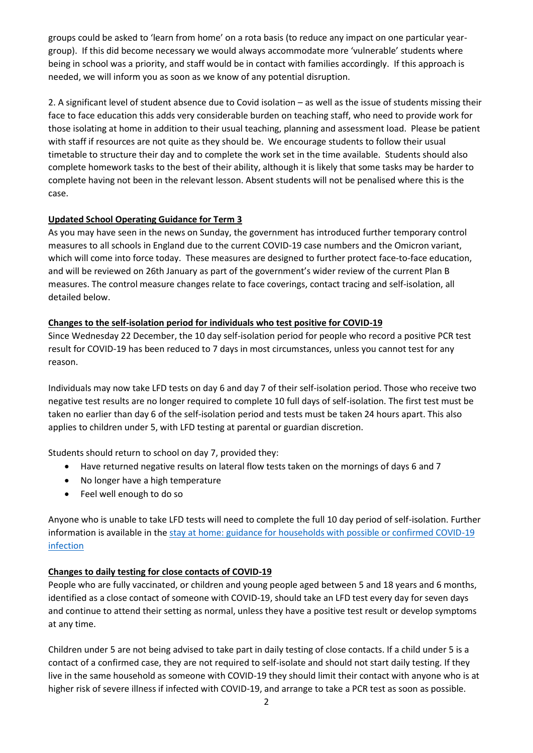groups could be asked to 'learn from home' on a rota basis (to reduce any impact on one particular year-group). If this did become necessary we would always accommodate more 'vulnerable' students where being in school was a priority, and staff would be in contact with families accordingly. If this approach is needed, we will inform you as soon as we know of any potential disruption.

2. A significant level of student absence due to Covid isolation – as well as the issue of students missing their face to face education this adds very considerable burden on teaching staff, who need to provide work for those isolating at home in addition to their usual teaching, planning and assessment load. Please be patient with staff if resources are not quite as they should be. We encourage students to follow their usual timetable to structure their day and to complete the work set in the time available. Students should also complete homework tasks to the best of their ability, although it is likely that some tasks may be harder to complete having not been in the relevant lesson. Absent students will not be penalised where this is the case.

**Updated School Operating Guidance for Term 3**

As you may have seen in the news on Sunday, the government has introduced further temporary control measures to all schools in England due to the current COVID-19 case numbers and the Omicron variant, which will come into force today. These measures are designed to further protect face-to-face education, and will be reviewed on 26th January as part of the government's wider review of the current Plan B measures. The control measure changes relate to face coverings, contact tracing and self-isolation, all detailed below.

**Changes to the self-isolation period for individuals who test positive for COVID-19**

Since Wednesday 22 December, the 10 day self-isolation period for people who record a positive PCR test result for COVID-19 has been reduced to 7 days in most circumstances, unless you cannot test for any reason.

Individuals may now take LFD tests on day 6 and day 7 of their self-isolation period. Those who receive two negative test results are no longer required to complete 10 full days of self-isolation. The first test must be taken no earlier than day 6 of the self-isolation period and tests must be taken 24 hours apart. This also applies to children under 5, with LFD testing at parental or guardian discretion.

Students should return to school on day 7, provided they:

- Have returned negative results on lateral flow tests taken on the mornings of days 6 and 7
- No longer have a high temperature
- Feel well enough to do so

Anyone who is unable to take LFD tests will need to complete the full 10 day period of self-isolation. Further information is available in the [stay at home: guidance for households with possible or confirmed COVID-19 infection]

**Changes to daily testing for close contacts of COVID-19**

People who are fully vaccinated, or children and young people aged between 5 and 18 years and 6 months, identified as a close contact of someone with COVID-19, should take an LFD test every day for seven days and continue to attend their setting as normal, unless they have a positive test result or develop symptoms at any time.

Children under 5 are not being advised to take part in daily testing of close contacts. If a child under 5 is a contact of a confirmed case, they are not required to self-isolate and should not start daily testing. If they live in the same household as someone with COVID-19 they should limit their contact with anyone who is at higher risk of severe illness if infected with COVID-19, and arrange to take a PCR test as soon as possible.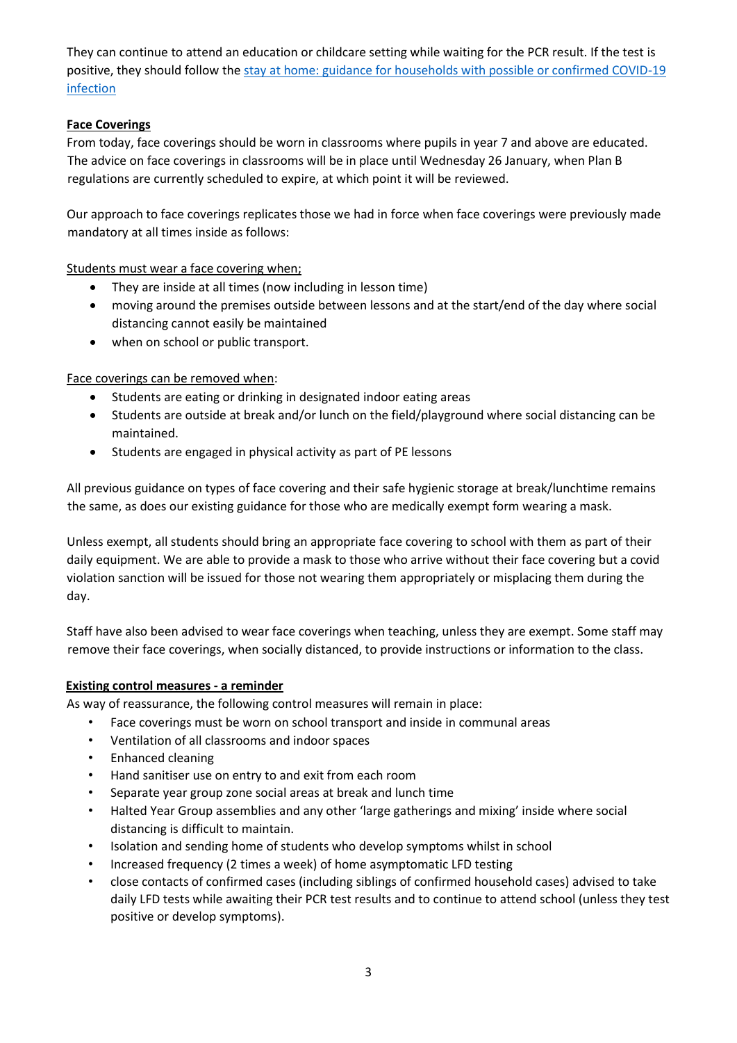They can continue to attend an education or childcare setting while waiting for the PCR result. If the test is positive, they should follow the [stay at home: guidance for households with possible or confirmed COVID-19 infection]()

**Face Coverings**

From today, face coverings should be worn in classrooms where pupils in year 7 and above are educated. The advice on face coverings in classrooms will be in place until Wednesday 26 January, when Plan B regulations are currently scheduled to expire, at which point it will be reviewed.

Our approach to face coverings replicates those we had in force when face coverings were previously made mandatory at all times inside as follows:

Students must wear a face covering when;

- They are inside at all times (now including in lesson time)
- moving around the premises outside between lessons and at the start/end of the day where social distancing cannot easily be maintained
- when on school or public transport.

Face coverings can be removed when:

- Students are eating or drinking in designated indoor eating areas
- Students are outside at break and/or lunch on the field/playground where social distancing can be maintained.
- Students are engaged in physical activity as part of PE lessons

All previous guidance on types of face covering and their safe hygienic storage at break/lunchtime remains the same, as does our existing guidance for those who are medically exempt form wearing a mask.

Unless exempt, all students should bring an appropriate face covering to school with them as part of their daily equipment. We are able to provide a mask to those who arrive without their face covering but a covid violation sanction will be issued for those not wearing them appropriately or misplacing them during the day.

Staff have also been advised to wear face coverings when teaching, unless they are exempt. Some staff may remove their face coverings, when socially distanced, to provide instructions or information to the class.

**Existing control measures - a reminder**

As way of reassurance, the following control measures will remain in place:

- Face coverings must be worn on school transport and inside in communal areas
- Ventilation of all classrooms and indoor spaces
- Enhanced cleaning
- Hand sanitiser use on entry to and exit from each room
- Separate year group zone social areas at break and lunch time
- Halted Year Group assemblies and any other 'large gatherings and mixing' inside where social distancing is difficult to maintain.
- Isolation and sending home of students who develop symptoms whilst in school
- Increased frequency (2 times a week) of home asymptomatic LFD testing
- close contacts of confirmed cases (including siblings of confirmed household cases) advised to take daily LFD tests while awaiting their PCR test results and to continue to attend school (unless they test positive or develop symptoms).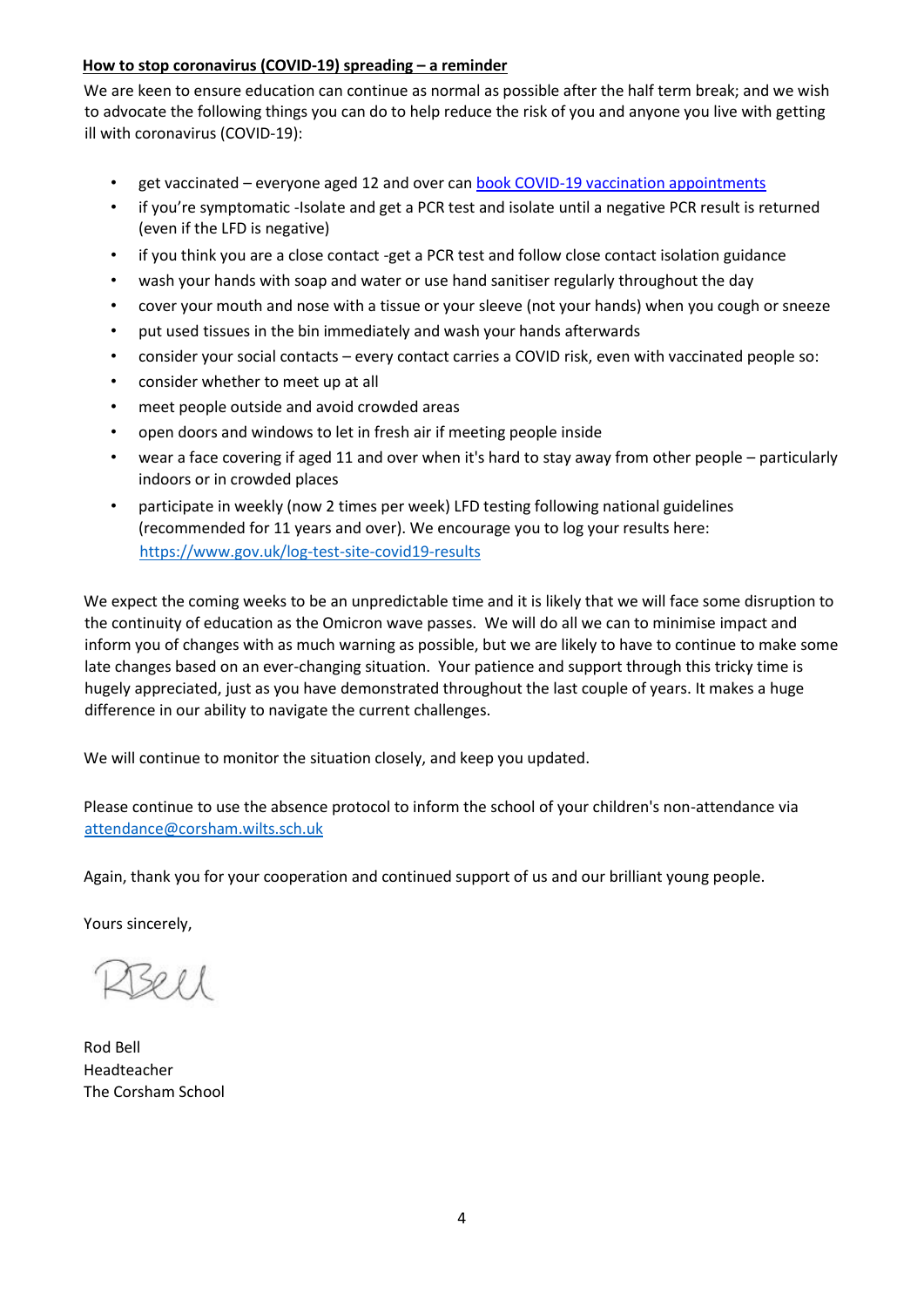**How to stop coronavirus (COVID-19) spreading – a reminder**

We are keen to ensure education can continue as normal as possible after the half term break; and we wish to advocate the following things you can do to help reduce the risk of you and anyone you live with getting ill with coronavirus (COVID-19):

- get vaccinated – everyone aged 12 and over can book COVID-19 vaccination appointments
- if you're symptomatic -Isolate and get a PCR test and isolate until a negative PCR result is returned (even if the LFD is negative)
- if you think you are a close contact -get a PCR test and follow close contact isolation guidance
- wash your hands with soap and water or use hand sanitiser regularly throughout the day
- cover your mouth and nose with a tissue or your sleeve (not your hands) when you cough or sneeze
- put used tissues in the bin immediately and wash your hands afterwards
- consider your social contacts – every contact carries a COVID risk, even with vaccinated people so:
- consider whether to meet up at all
- meet people outside and avoid crowded areas
- open doors and windows to let in fresh air if meeting people inside
- wear a face covering if aged 11 and over when it's hard to stay away from other people – particularly indoors or in crowded places
- participate in weekly (now 2 times per week) LFD testing following national guidelines (recommended for 11 years and over). We encourage you to log your results here: https://www.gov.uk/log-test-site-covid19-results

We expect the coming weeks to be an unpredictable time and it is likely that we will face some disruption to the continuity of education as the Omicron wave passes. We will do all we can to minimise impact and inform you of changes with as much warning as possible, but we are likely to have to continue to make some late changes based on an ever-changing situation. Your patience and support through this tricky time is hugely appreciated, just as you have demonstrated throughout the last couple of years. It makes a huge difference in our ability to navigate the current challenges.

We will continue to monitor the situation closely, and keep you updated.

Please continue to use the absence protocol to inform the school of your children's non-attendance via attendance@corsham.wilts.sch.uk

Again, thank you for your cooperation and continued support of us and our brilliant young people.

Yours sincerely,

RBell

Rod Bell
Headteacher
The Corsham School